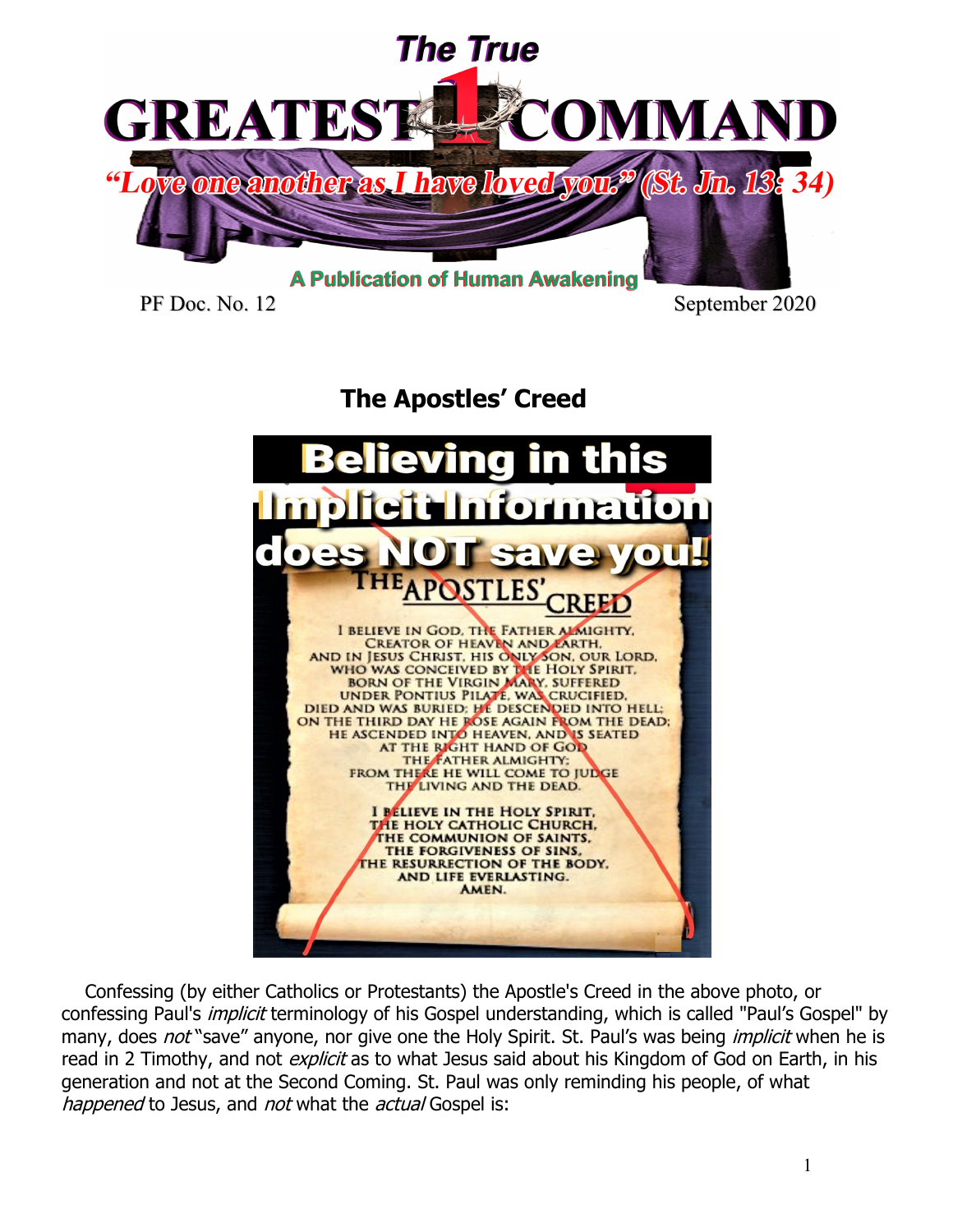# The True GREATEST 1 COMMAND

*"Love one another as I have loved you." (St. Jn. 13: 34)*

**A Publication of Human Awakening**

PF Doc. No. 12 September 2020

## The Apostles' Creed

**Believing in this Implicit Information does NOT save you!**

THE APOSTLES' CREED

I BELIEVE IN GOD, THE FATHER ALMIGHTY,
CREATOR OF HEAVEN AND EARTH,
AND IN JESUS CHRIST, HIS ONLY SON, OUR LORD,
WHO WAS CONCEIVED BY THE HOLY SPIRIT,
BORN OF THE VIRGIN MARY, SUFFERED
UNDER PONTIUS PILATE, WAS CRUCIFIED,
DIED AND WAS BURIED; HE DESCENDED INTO HELL;
ON THE THIRD DAY HE ROSE AGAIN FROM THE DEAD;
HE ASCENDED INTO HEAVEN, AND IS SEATED
AT THE RIGHT HAND OF GOD
THE FATHER ALMIGHTY;
FROM THERE HE WILL COME TO JUDGE
THE LIVING AND THE DEAD.

I BELIEVE IN THE HOLY SPIRIT,
THE HOLY CATHOLIC CHURCH,
THE COMMUNION OF SAINTS,
THE FORGIVENESS OF SINS,
THE RESURRECTION OF THE BODY,
AND LIFE EVERLASTING.
AMEN.

Confessing (by either Catholics or Protestants) the Apostle's Creed in the above photo, or confessing Paul's *implicit* terminology of his Gospel understanding, which is called "Paul's Gospel" by many, does *not* "save" anyone, nor give one the Holy Spirit. St. Paul's was being *implicit* when he is read in 2 Timothy, and not *explicit* as to what Jesus said about his Kingdom of God on Earth, in his generation and not at the Second Coming. St. Paul was only reminding his people, of what *happened* to Jesus, and *not* what the *actual* Gospel is: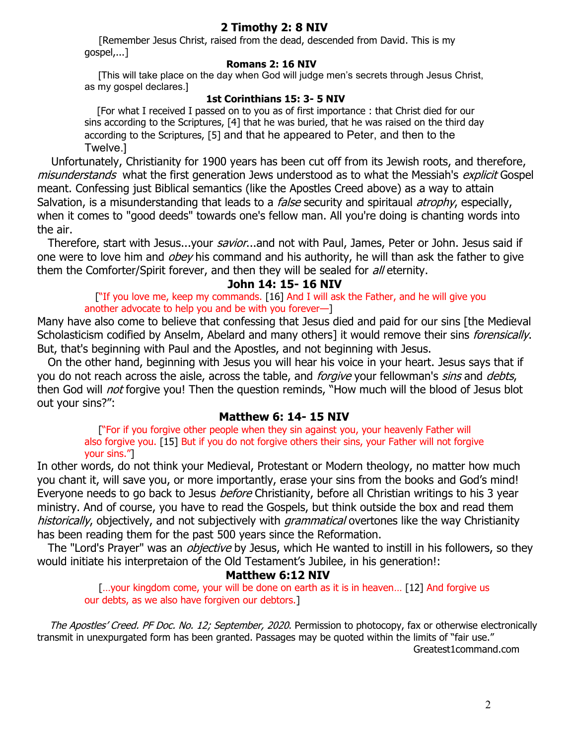### 2 Timothy 2: 8 NIV

[Remember Jesus Christ, raised from the dead, descended from David. This is my gospel,...]

#### Romans 2: 16 NIV

[This will take place on the day when God will judge men's secrets through Jesus Christ, as my gospel declares.]

#### 1st Corinthians 15: 3- 5 NIV

[For what I received I passed on to you as of first importance : that Christ died for our sins according to the Scriptures, [4] that he was buried, that he was raised on the third day according to the Scriptures, [5] and that he appeared to Peter, and then to the Twelve.]

Unfortunately, Christianity for 1900 years has been cut off from its Jewish roots, and therefore, *misunderstands* what the first generation Jews understood as to what the Messiah's *explicit* Gospel meant. Confessing just Biblical semantics (like the Apostles Creed above) as a way to attain Salvation, is a misunderstanding that leads to a *false* security and spirituaual *atrophy*, especially, when it comes to "good deeds" towards one's fellow man. All you're doing is chanting words into the air.

Therefore, start with Jesus...your *savior*...and not with Paul, James, Peter or John. Jesus said if one were to love him and *obey* his command and his authority, he will than ask the father to give them the Comforter/Spirit forever, and then they will be sealed for *all* eternity.

### John 14: 15- 16 NIV

["If you love me, keep my commands. [16] And I will ask the Father, and he will give you another advocate to help you and be with you forever—]

Many have also come to believe that confessing that Jesus died and paid for our sins [the Medieval Scholasticism codified by Anselm, Abelard and many others] it would remove their sins *forensically*. But, that's beginning with Paul and the Apostles, and not beginning with Jesus.

On the other hand, beginning with Jesus you will hear his voice in your heart. Jesus says that if you do not reach across the aisle, across the table, and *forgive* your fellowman's *sins* and *debts*, then God will *not* forgive you! Then the question reminds, "How much will the blood of Jesus blot out your sins?":

### Matthew 6: 14- 15 NIV

["For if you forgive other people when they sin against you, your heavenly Father will also forgive you. [15] But if you do not forgive others their sins, your Father will not forgive your sins."]

In other words, do not think your Medieval, Protestant or Modern theology, no matter how much you chant it, will save you, or more importantly, erase your sins from the books and God's mind! Everyone needs to go back to Jesus *before* Christianity, before all Christian writings to his 3 year ministry. And of course, you have to read the Gospels, but think outside the box and read them *historically*, objectively, and not subjectively with *grammatical* overtones like the way Christianity has been reading them for the past 500 years since the Reformation.

The "Lord's Prayer" was an *objective* by Jesus, which He wanted to instill in his followers, so they would initiate his interpretaion of the Old Testament's Jubilee, in his generation!:

### Matthew 6:12 NIV

[…your kingdom come, your will be done on earth as it is in heaven… [12] And forgive us our debts, as we also have forgiven our debtors.]

*The Apostles' Creed. PF Doc. No. 12; September, 2020*. Permission to photocopy, fax or otherwise electronically transmit in unexpurgated form has been granted. Passages may be quoted within the limits of "fair use."

Greatest1command.com